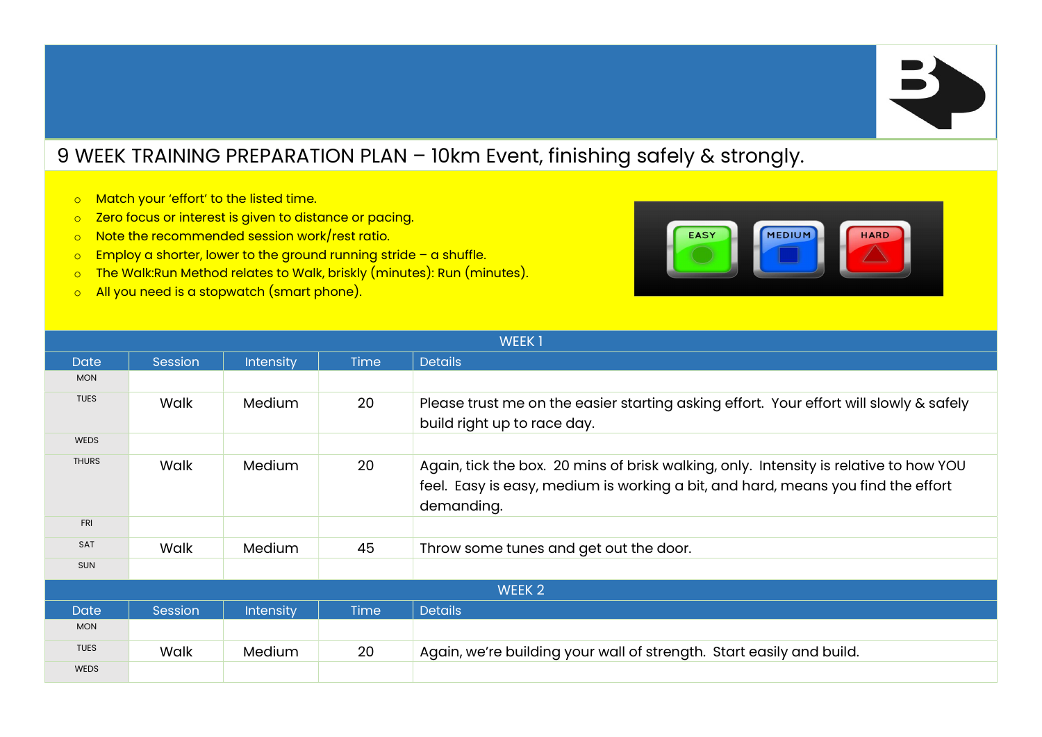# 9 WEEK TRAINING PREPARATION PLAN – 10km Event, finishing safely & strongly.

- Match your 'effort' to the listed time.
- Zero focus or interest is given to distance or pacing.
- Note the recommended session work/rest ratio.
- Employ a shorter, lower to the ground running stride – a shuffle.
- The Walk:Run Method relates to Walk, briskly (minutes): Run (minutes).
- All you need is a stopwatch (smart phone).

EASY MEDIUM HARD

**WEEK 1**

| Date | Session | Intensity | Time | Details |
|---|---|---|---|---|
| MON | | | | |
| TUES | Walk | Medium | 20 | Please trust me on the easier starting asking effort. Your effort will slowly & safely build right up to race day. |
| WEDS | | | | |
| THURS | Walk | Medium | 20 | Again, tick the box. 20 mins of brisk walking, only. Intensity is relative to how YOU feel. Easy is easy, medium is working a bit, and hard, means you find the effort demanding. |
| FRI | | | | |
| SAT | Walk | Medium | 45 | Throw some tunes and get out the door. |
| SUN | | | | |

**WEEK 2**

| Date | Session | Intensity | Time | Details |
|---|---|---|---|---|
| MON | | | | |
| TUES | Walk | Medium | 20 | Again, we're building your wall of strength. Start easily and build. |
| WEDS | | | | |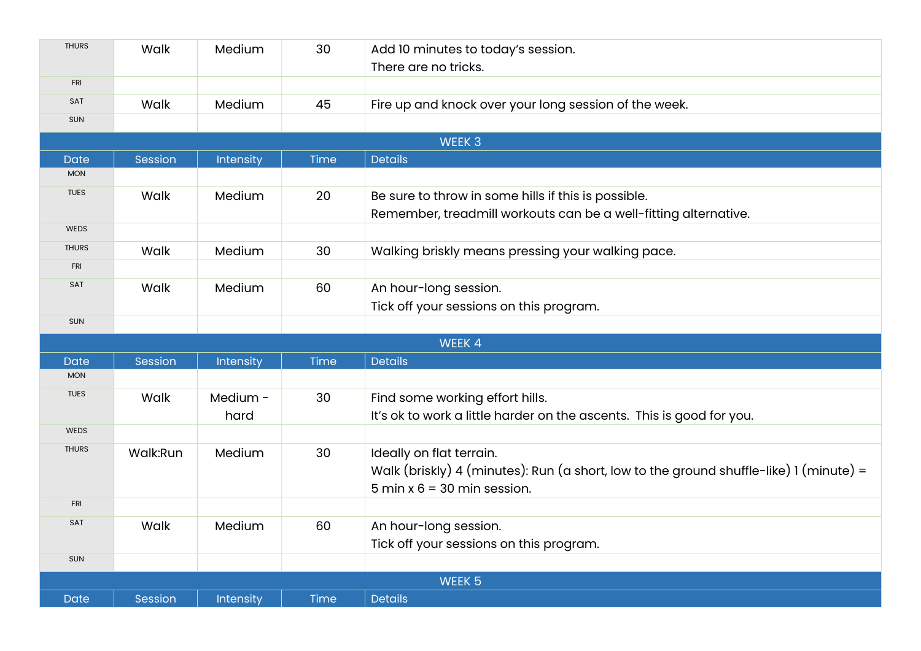| Date | Session | Intensity | Time | Details |
|---|---|---|---|---|
| THURS | Walk | Medium | 30 | Add 10 minutes to today's session.<br>There are no tricks. |
| FRI | | | | |
| SAT | Walk | Medium | 45 | Fire up and knock over your long session of the week. |
| SUN | | | | |

## WEEK 3

| Date | Session | Intensity | Time | Details |
|---|---|---|---|---|
| MON | | | | |
| TUES | Walk | Medium | 20 | Be sure to throw in some hills if this is possible.<br>Remember, treadmill workouts can be a well-fitting alternative. |
| WEDS | | | | |
| THURS | Walk | Medium | 30 | Walking briskly means pressing your walking pace. |
| FRI | | | | |
| SAT | Walk | Medium | 60 | An hour-long session.<br>Tick off your sessions on this program. |
| SUN | | | | |

## WEEK 4

| Date | Session | Intensity | Time | Details |
|---|---|---|---|---|
| MON | | | | |
| TUES | Walk | Medium - hard | 30 | Find some working effort hills.<br>It's ok to work a little harder on the ascents. This is good for you. |
| WEDS | | | | |
| THURS | Walk:Run | Medium | 30 | Ideally on flat terrain.<br>Walk (briskly) 4 (minutes): Run (a short, low to the ground shuffle-like) 1 (minute) = 5 min x 6 = 30 min session. |
| FRI | | | | |
| SAT | Walk | Medium | 60 | An hour-long session.<br>Tick off your sessions on this program. |
| SUN | | | | |

## WEEK 5

| Date | Session | Intensity | Time | Details |
|---|---|---|---|---|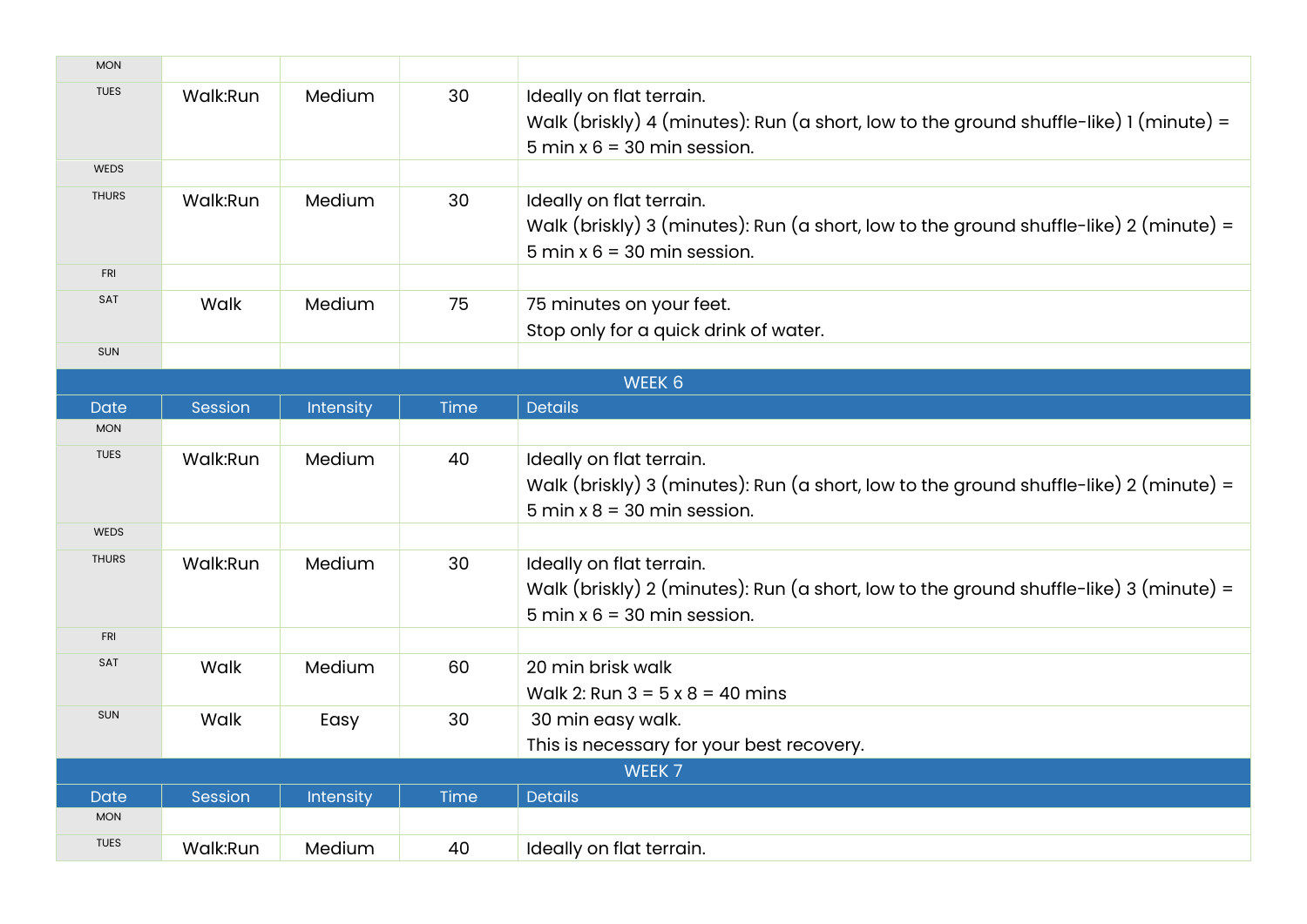| MON | | | | |
|---|---|---|---|---|
| TUES | Walk:Run | Medium | 30 | Ideally on flat terrain.<br>Walk (briskly) 4 (minutes): Run (a short, low to the ground shuffle-like) 1 (minute) = 5 min x 6 = 30 min session. |
| WEDS | | | | |
| THURS | Walk:Run | Medium | 30 | Ideally on flat terrain.<br>Walk (briskly) 3 (minutes): Run (a short, low to the ground shuffle-like) 2 (minute) = 5 min x 6 = 30 min session. |
| FRI | | | | |
| SAT | Walk | Medium | 75 | 75 minutes on your feet.<br>Stop only for a quick drink of water. |
| SUN | | | | |

**WEEK 6**

| Date | Session | Intensity | Time | Details |
|---|---|---|---|---|
| MON | | | | |
| TUES | Walk:Run | Medium | 40 | Ideally on flat terrain.<br>Walk (briskly) 3 (minutes): Run (a short, low to the ground shuffle-like) 2 (minute) = 5 min x 8 = 30 min session. |
| WEDS | | | | |
| THURS | Walk:Run | Medium | 30 | Ideally on flat terrain.<br>Walk (briskly) 2 (minutes): Run (a short, low to the ground shuffle-like) 3 (minute) = 5 min x 6 = 30 min session. |
| FRI | | | | |
| SAT | Walk | Medium | 60 | 20 min brisk walk<br>Walk 2: Run 3 = 5 x 8 = 40 mins |
| SUN | Walk | Easy | 30 | 30 min easy walk.<br>This is necessary for your best recovery. |

**WEEK 7**

| Date | Session | Intensity | Time | Details |
|---|---|---|---|---|
| MON | | | | |
| TUES | Walk:Run | Medium | 40 | Ideally on flat terrain. |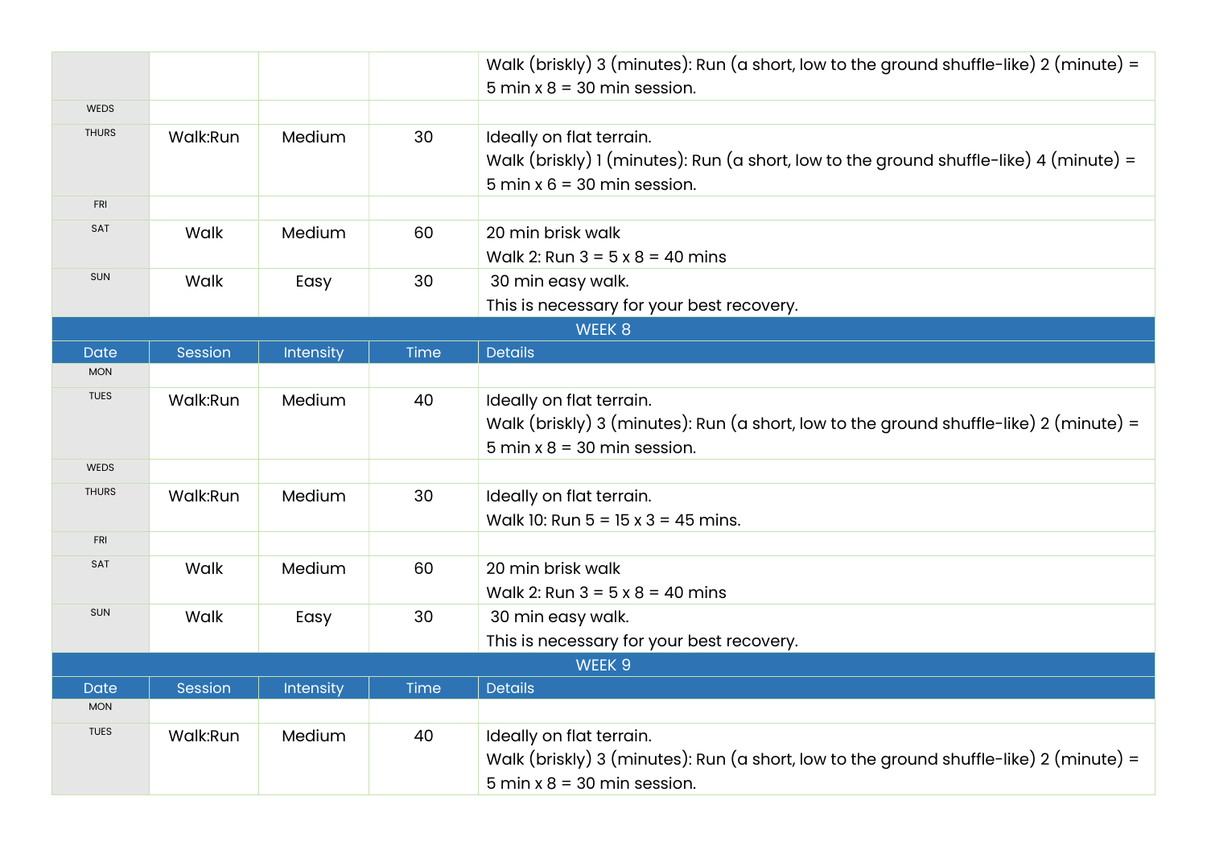| Date | Session | Intensity | Time | Details |
|---|---|---|---|---|
| | | | | Walk (briskly) 3 (minutes): Run (a short, low to the ground shuffle-like) 2 (minute) = 5 min x 8 = 30 min session. |
| WEDS | | | | |
| THURS | Walk:Run | Medium | 30 | Ideally on flat terrain.<br>Walk (briskly) 1 (minutes): Run (a short, low to the ground shuffle-like) 4 (minute) = 5 min x 6 = 30 min session. |
| FRI | | | | |
| SAT | Walk | Medium | 60 | 20 min brisk walk<br>Walk 2: Run 3 = 5 x 8 = 40 mins |
| SUN | Walk | Easy | 30 | 30 min easy walk.<br>This is necessary for your best recovery. |

**WEEK 8**

| Date | Session | Intensity | Time | Details |
|---|---|---|---|---|
| MON | | | | |
| TUES | Walk:Run | Medium | 40 | Ideally on flat terrain.<br>Walk (briskly) 3 (minutes): Run (a short, low to the ground shuffle-like) 2 (minute) = 5 min x 8 = 30 min session. |
| WEDS | | | | |
| THURS | Walk:Run | Medium | 30 | Ideally on flat terrain.<br>Walk 10: Run 5 = 15 x 3 = 45 mins. |
| FRI | | | | |
| SAT | Walk | Medium | 60 | 20 min brisk walk<br>Walk 2: Run 3 = 5 x 8 = 40 mins |
| SUN | Walk | Easy | 30 | 30 min easy walk.<br>This is necessary for your best recovery. |

**WEEK 9**

| Date | Session | Intensity | Time | Details |
|---|---|---|---|---|
| MON | | | | |
| TUES | Walk:Run | Medium | 40 | Ideally on flat terrain.<br>Walk (briskly) 3 (minutes): Run (a short, low to the ground shuffle-like) 2 (minute) = 5 min x 8 = 30 min session. |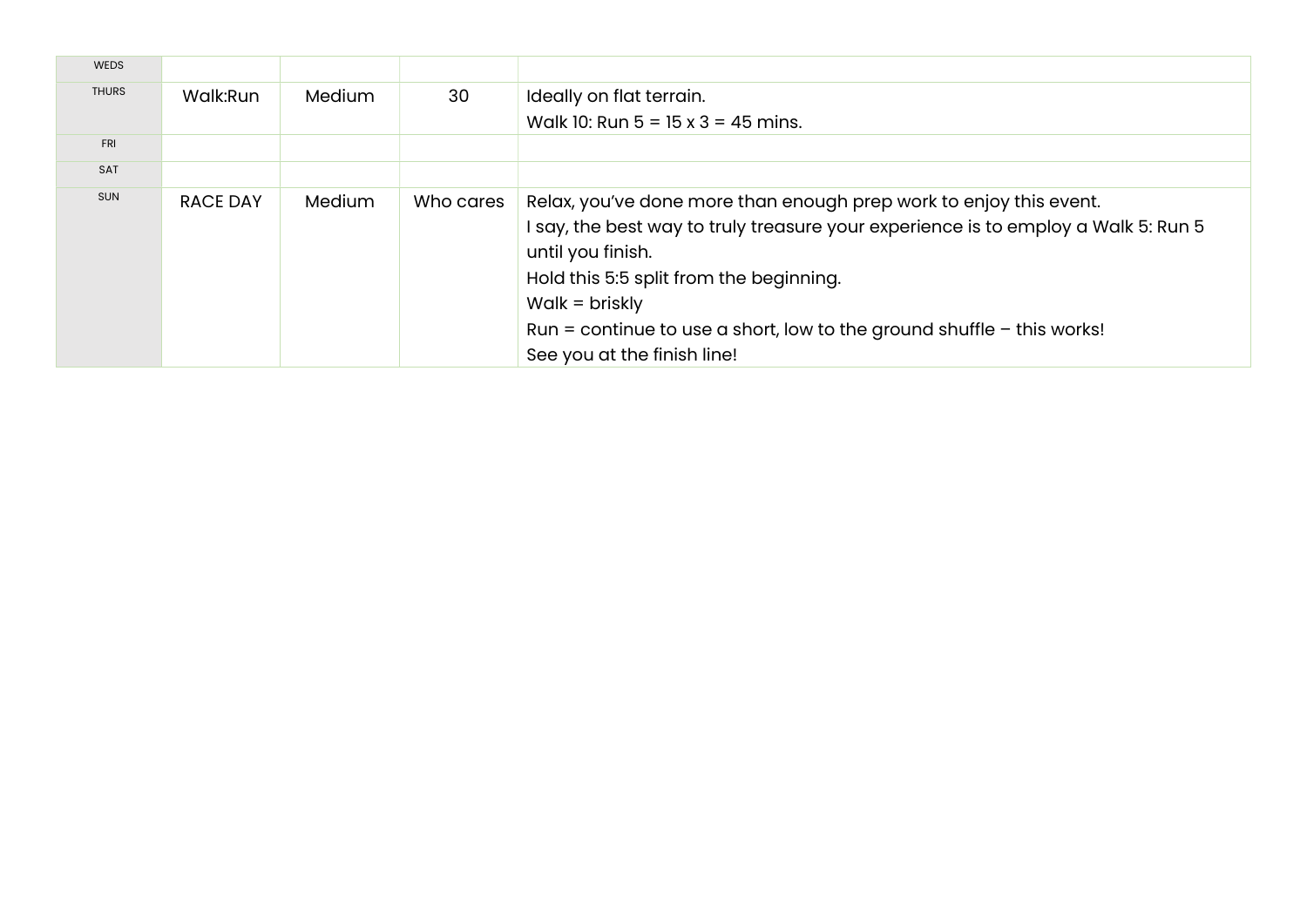| | | | | |
|---|---|---|---|---|
| WEDS | | | | |
| THURS | Walk:Run | Medium | 30 | Ideally on flat terrain.<br>Walk 10: Run 5 = 15 x 3 = 45 mins. |
| FRI | | | | |
| SAT | | | | |
| SUN | RACE DAY | Medium | Who cares | Relax, you've done more than enough prep work to enjoy this event.<br>I say, the best way to truly treasure your experience is to employ a Walk 5: Run 5 until you finish.<br>Hold this 5:5 split from the beginning.<br>Walk = briskly<br>Run = continue to use a short, low to the ground shuffle – this works!<br>See you at the finish line! |